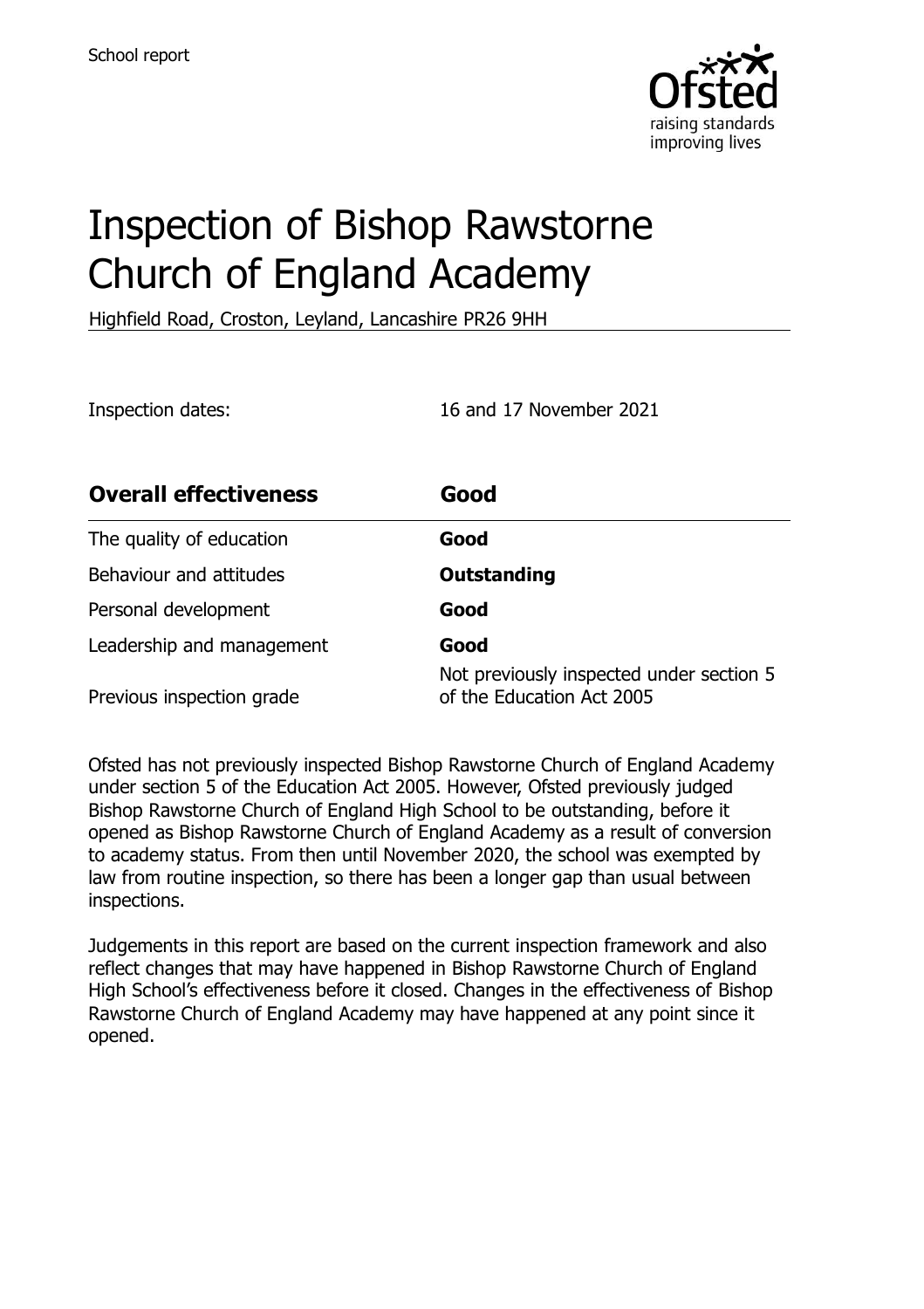School report

# Inspection of Bishop Rawstorne Church of England Academy

Highfield Road, Croston, Leyland, Lancashire PR26 9HH

Inspection dates: 16 and 17 November 2021

| **Overall effectiveness** | **Good** |
| --- | --- |
| The quality of education | **Good** |
| Behaviour and attitudes | **Outstanding** |
| Personal development | **Good** |
| Leadership and management | **Good** |
| Previous inspection grade | Not previously inspected under section 5 of the Education Act 2005 |

Ofsted has not previously inspected Bishop Rawstorne Church of England Academy under section 5 of the Education Act 2005. However, Ofsted previously judged Bishop Rawstorne Church of England High School to be outstanding, before it opened as Bishop Rawstorne Church of England Academy as a result of conversion to academy status. From then until November 2020, the school was exempted by law from routine inspection, so there has been a longer gap than usual between inspections.

Judgements in this report are based on the current inspection framework and also reflect changes that may have happened in Bishop Rawstorne Church of England High School's effectiveness before it closed. Changes in the effectiveness of Bishop Rawstorne Church of England Academy may have happened at any point since it opened.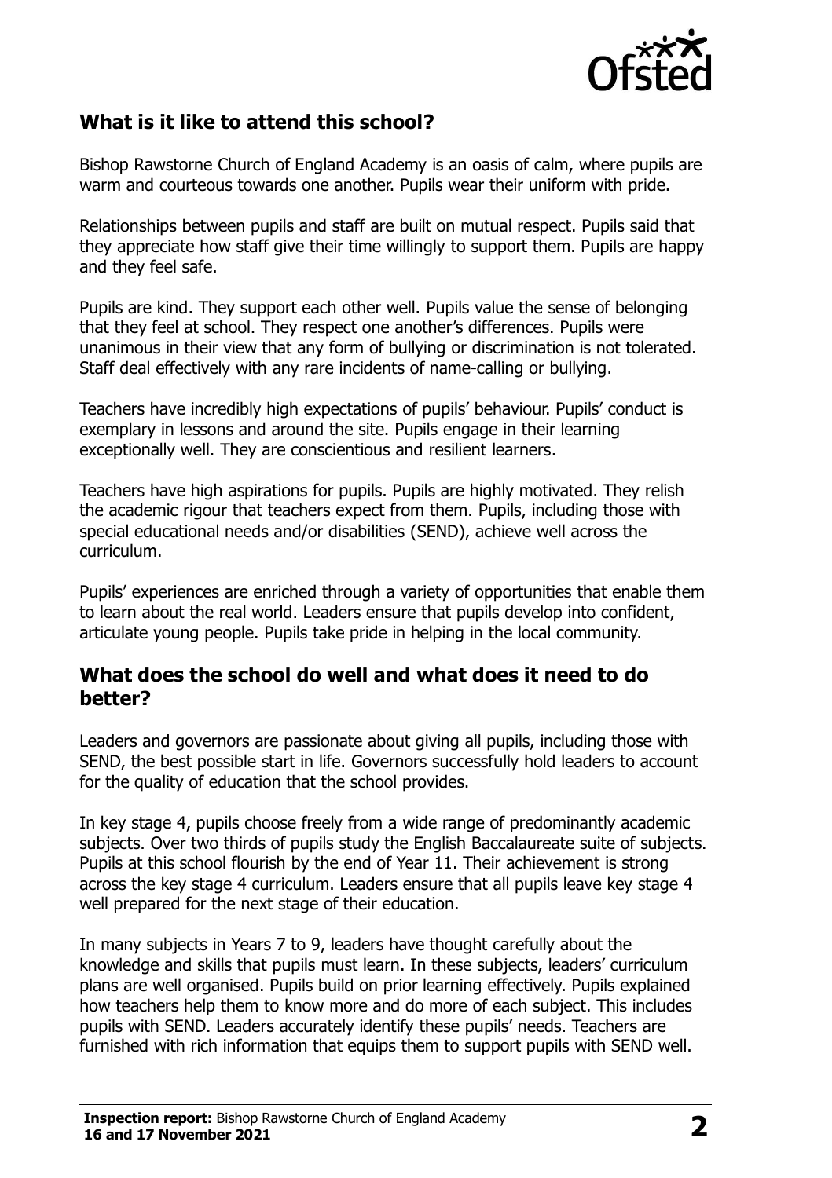## What is it like to attend this school?

Bishop Rawstorne Church of England Academy is an oasis of calm, where pupils are warm and courteous towards one another. Pupils wear their uniform with pride.

Relationships between pupils and staff are built on mutual respect. Pupils said that they appreciate how staff give their time willingly to support them. Pupils are happy and they feel safe.

Pupils are kind. They support each other well. Pupils value the sense of belonging that they feel at school. They respect one another's differences. Pupils were unanimous in their view that any form of bullying or discrimination is not tolerated. Staff deal effectively with any rare incidents of name-calling or bullying.

Teachers have incredibly high expectations of pupils' behaviour. Pupils' conduct is exemplary in lessons and around the site. Pupils engage in their learning exceptionally well. They are conscientious and resilient learners.

Teachers have high aspirations for pupils. Pupils are highly motivated. They relish the academic rigour that teachers expect from them. Pupils, including those with special educational needs and/or disabilities (SEND), achieve well across the curriculum.

Pupils' experiences are enriched through a variety of opportunities that enable them to learn about the real world. Leaders ensure that pupils develop into confident, articulate young people. Pupils take pride in helping in the local community.

## What does the school do well and what does it need to do better?

Leaders and governors are passionate about giving all pupils, including those with SEND, the best possible start in life. Governors successfully hold leaders to account for the quality of education that the school provides.

In key stage 4, pupils choose freely from a wide range of predominantly academic subjects. Over two thirds of pupils study the English Baccalaureate suite of subjects. Pupils at this school flourish by the end of Year 11. Their achievement is strong across the key stage 4 curriculum. Leaders ensure that all pupils leave key stage 4 well prepared for the next stage of their education.

In many subjects in Years 7 to 9, leaders have thought carefully about the knowledge and skills that pupils must learn. In these subjects, leaders' curriculum plans are well organised. Pupils build on prior learning effectively. Pupils explained how teachers help them to know more and do more of each subject. This includes pupils with SEND. Leaders accurately identify these pupils' needs. Teachers are furnished with rich information that equips them to support pupils with SEND well.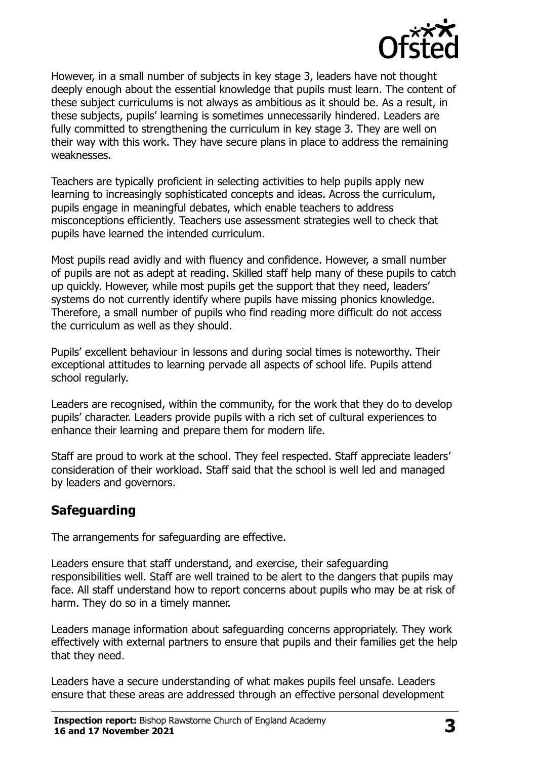However, in a small number of subjects in key stage 3, leaders have not thought deeply enough about the essential knowledge that pupils must learn. The content of these subject curriculums is not always as ambitious as it should be. As a result, in these subjects, pupils' learning is sometimes unnecessarily hindered. Leaders are fully committed to strengthening the curriculum in key stage 3. They are well on their way with this work. They have secure plans in place to address the remaining weaknesses.

Teachers are typically proficient in selecting activities to help pupils apply new learning to increasingly sophisticated concepts and ideas. Across the curriculum, pupils engage in meaningful debates, which enable teachers to address misconceptions efficiently. Teachers use assessment strategies well to check that pupils have learned the intended curriculum.

Most pupils read avidly and with fluency and confidence. However, a small number of pupils are not as adept at reading. Skilled staff help many of these pupils to catch up quickly. However, while most pupils get the support that they need, leaders' systems do not currently identify where pupils have missing phonics knowledge. Therefore, a small number of pupils who find reading more difficult do not access the curriculum as well as they should.

Pupils' excellent behaviour in lessons and during social times is noteworthy. Their exceptional attitudes to learning pervade all aspects of school life. Pupils attend school regularly.

Leaders are recognised, within the community, for the work that they do to develop pupils' character. Leaders provide pupils with a rich set of cultural experiences to enhance their learning and prepare them for modern life.

Staff are proud to work at the school. They feel respected. Staff appreciate leaders' consideration of their workload. Staff said that the school is well led and managed by leaders and governors.

## Safeguarding

The arrangements for safeguarding are effective.

Leaders ensure that staff understand, and exercise, their safeguarding responsibilities well. Staff are well trained to be alert to the dangers that pupils may face. All staff understand how to report concerns about pupils who may be at risk of harm. They do so in a timely manner.

Leaders manage information about safeguarding concerns appropriately. They work effectively with external partners to ensure that pupils and their families get the help that they need.

Leaders have a secure understanding of what makes pupils feel unsafe. Leaders ensure that these areas are addressed through an effective personal development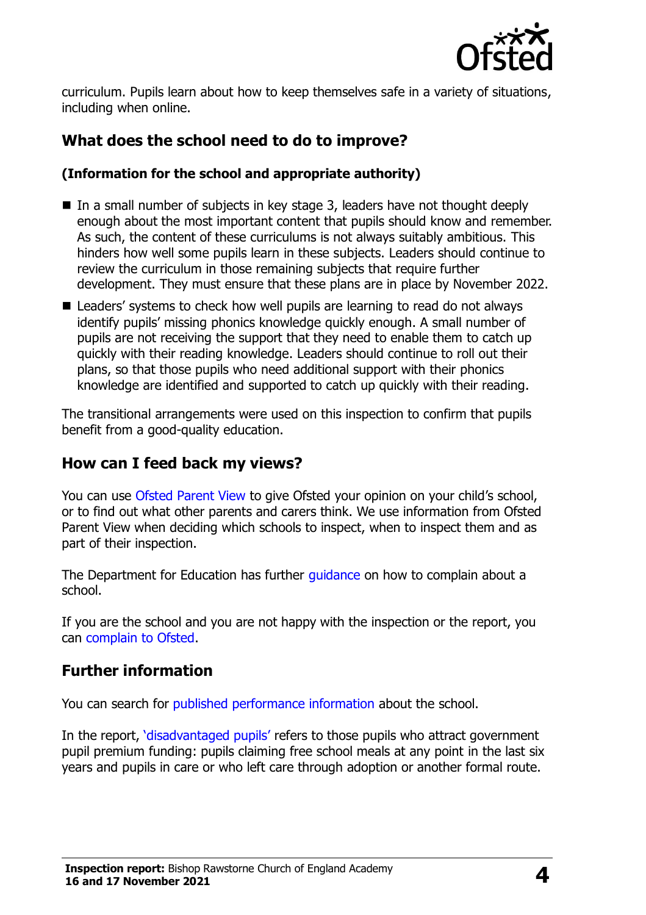curriculum. Pupils learn about how to keep themselves safe in a variety of situations, including when online.

## What does the school need to do to improve?

**(Information for the school and appropriate authority)**

- In a small number of subjects in key stage 3, leaders have not thought deeply enough about the most important content that pupils should know and remember. As such, the content of these curriculums is not always suitably ambitious. This hinders how well some pupils learn in these subjects. Leaders should continue to review the curriculum in those remaining subjects that require further development. They must ensure that these plans are in place by November 2022.
- Leaders' systems to check how well pupils are learning to read do not always identify pupils' missing phonics knowledge quickly enough. A small number of pupils are not receiving the support that they need to enable them to catch up quickly with their reading knowledge. Leaders should continue to roll out their plans, so that those pupils who need additional support with their phonics knowledge are identified and supported to catch up quickly with their reading.

The transitional arrangements were used on this inspection to confirm that pupils benefit from a good-quality education.

## How can I feed back my views?

You can use Ofsted Parent View to give Ofsted your opinion on your child's school, or to find out what other parents and carers think. We use information from Ofsted Parent View when deciding which schools to inspect, when to inspect them and as part of their inspection.

The Department for Education has further guidance on how to complain about a school.

If you are the school and you are not happy with the inspection or the report, you can complain to Ofsted.

## Further information

You can search for published performance information about the school.

In the report, 'disadvantaged pupils' refers to those pupils who attract government pupil premium funding: pupils claiming free school meals at any point in the last six years and pupils in care or who left care through adoption or another formal route.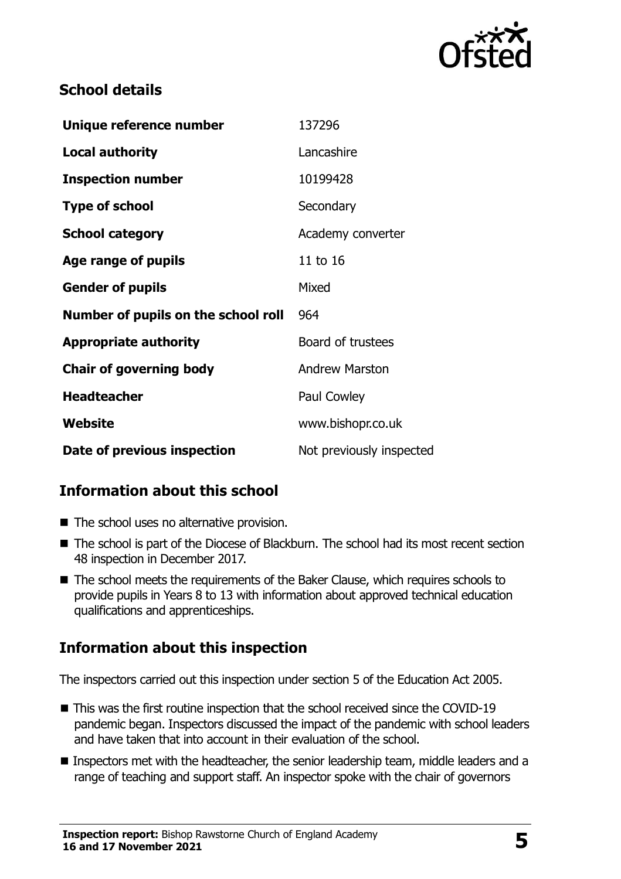## School details

| | |
|---|---|
| **Unique reference number** | 137296 |
| **Local authority** | Lancashire |
| **Inspection number** | 10199428 |
| **Type of school** | Secondary |
| **School category** | Academy converter |
| **Age range of pupils** | 11 to 16 |
| **Gender of pupils** | Mixed |
| **Number of pupils on the school roll** | 964 |
| **Appropriate authority** | Board of trustees |
| **Chair of governing body** | Andrew Marston |
| **Headteacher** | Paul Cowley |
| **Website** | www.bishopr.co.uk |
| **Date of previous inspection** | Not previously inspected |

## Information about this school

- The school uses no alternative provision.
- The school is part of the Diocese of Blackburn. The school had its most recent section 48 inspection in December 2017.
- The school meets the requirements of the Baker Clause, which requires schools to provide pupils in Years 8 to 13 with information about approved technical education qualifications and apprenticeships.

## Information about this inspection

The inspectors carried out this inspection under section 5 of the Education Act 2005.

- This was the first routine inspection that the school received since the COVID-19 pandemic began. Inspectors discussed the impact of the pandemic with school leaders and have taken that into account in their evaluation of the school.
- Inspectors met with the headteacher, the senior leadership team, middle leaders and a range of teaching and support staff. An inspector spoke with the chair of governors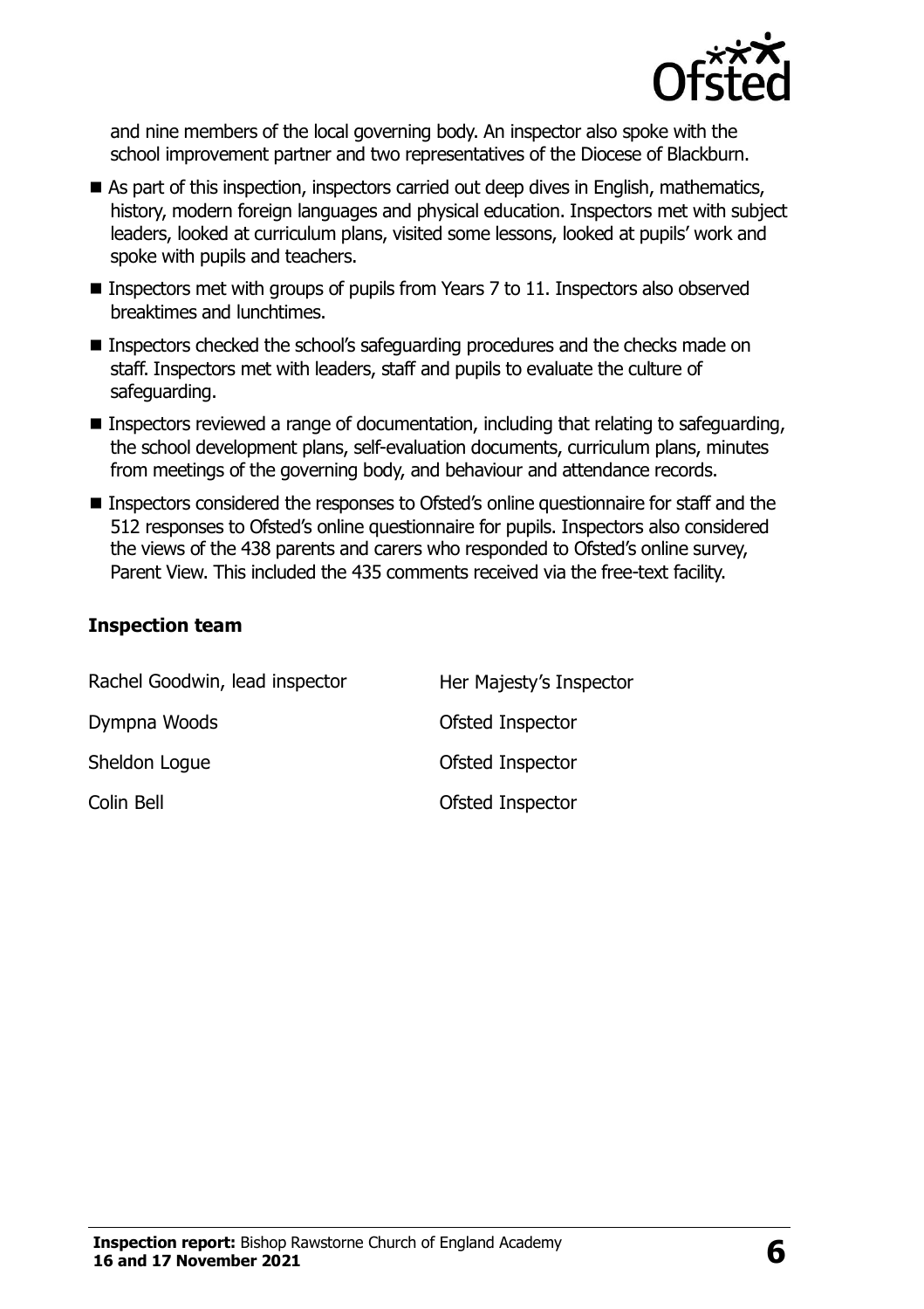and nine members of the local governing body. An inspector also spoke with the school improvement partner and two representatives of the Diocese of Blackburn.

- As part of this inspection, inspectors carried out deep dives in English, mathematics, history, modern foreign languages and physical education. Inspectors met with subject leaders, looked at curriculum plans, visited some lessons, looked at pupils' work and spoke with pupils and teachers.
- Inspectors met with groups of pupils from Years 7 to 11. Inspectors also observed breaktimes and lunchtimes.
- Inspectors checked the school's safeguarding procedures and the checks made on staff. Inspectors met with leaders, staff and pupils to evaluate the culture of safeguarding.
- Inspectors reviewed a range of documentation, including that relating to safeguarding, the school development plans, self-evaluation documents, curriculum plans, minutes from meetings of the governing body, and behaviour and attendance records.
- Inspectors considered the responses to Ofsted's online questionnaire for staff and the 512 responses to Ofsted's online questionnaire for pupils. Inspectors also considered the views of the 438 parents and carers who responded to Ofsted's online survey, Parent View. This included the 435 comments received via the free-text facility.

### Inspection team

| | |
|---|---|
| Rachel Goodwin, lead inspector | Her Majesty's Inspector |
| Dympna Woods | Ofsted Inspector |
| Sheldon Logue | Ofsted Inspector |
| Colin Bell | Ofsted Inspector |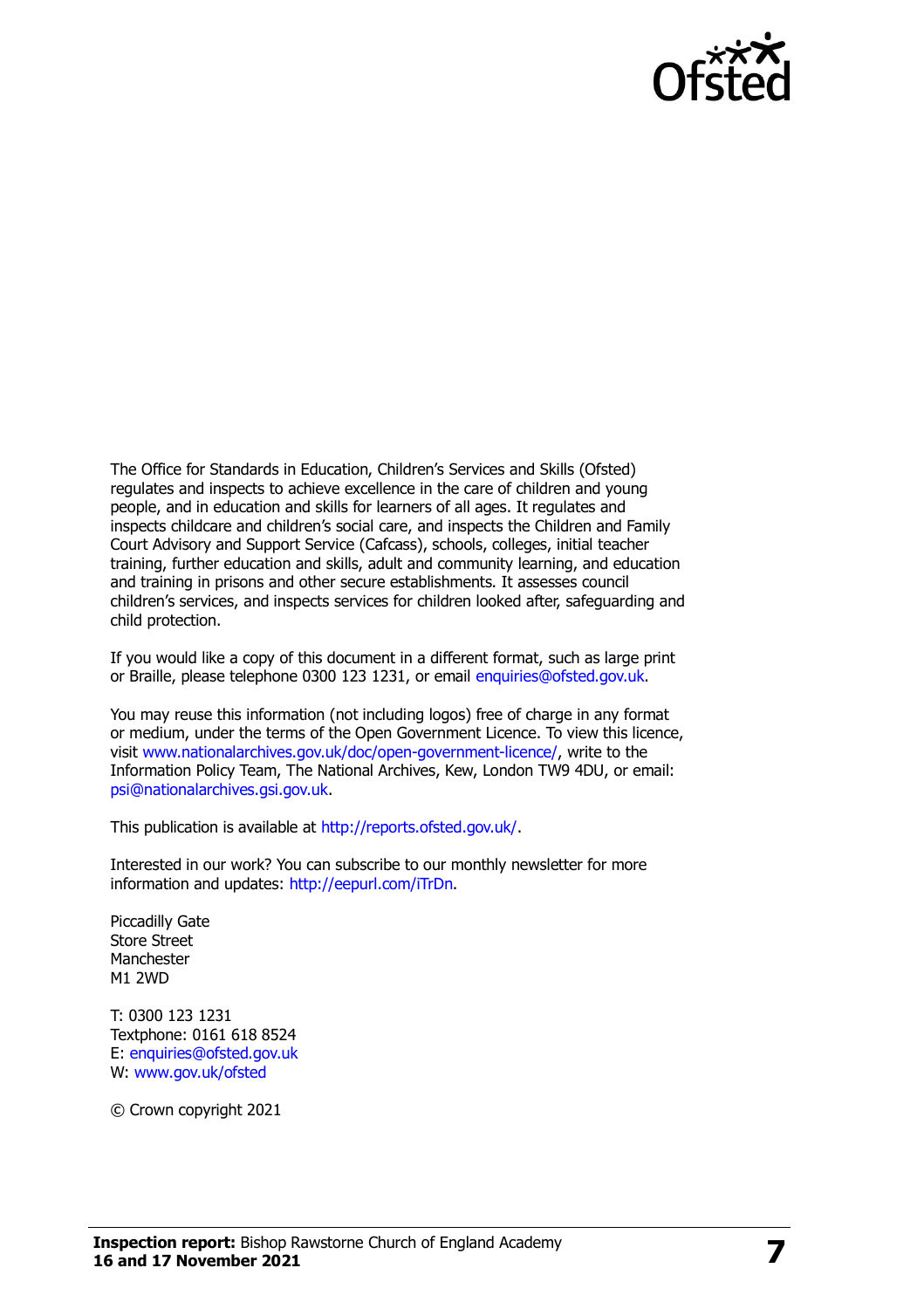The Office for Standards in Education, Children's Services and Skills (Ofsted) regulates and inspects to achieve excellence in the care of children and young people, and in education and skills for learners of all ages. It regulates and inspects childcare and children's social care, and inspects the Children and Family Court Advisory and Support Service (Cafcass), schools, colleges, initial teacher training, further education and skills, adult and community learning, and education and training in prisons and other secure establishments. It assesses council children's services, and inspects services for children looked after, safeguarding and child protection.

If you would like a copy of this document in a different format, such as large print or Braille, please telephone 0300 123 1231, or email enquiries@ofsted.gov.uk.

You may reuse this information (not including logos) free of charge in any format or medium, under the terms of the Open Government Licence. To view this licence, visit www.nationalarchives.gov.uk/doc/open-government-licence/, write to the Information Policy Team, The National Archives, Kew, London TW9 4DU, or email: psi@nationalarchives.gsi.gov.uk.

This publication is available at http://reports.ofsted.gov.uk/.

Interested in our work? You can subscribe to our monthly newsletter for more information and updates: http://eepurl.com/iTrDn.

Piccadilly Gate
Store Street
Manchester
M1 2WD

T: 0300 123 1231
Textphone: 0161 618 8524
E: enquiries@ofsted.gov.uk
W: www.gov.uk/ofsted

© Crown copyright 2021